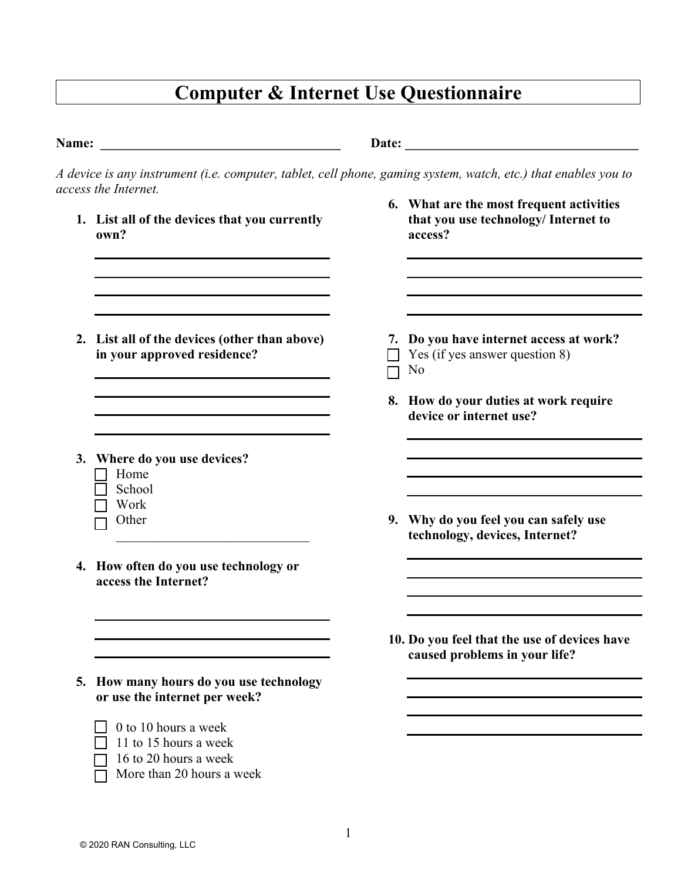# Computer & Internet Use Questionnaire

**Name:** ______________________________ **Date:** ______________________________

*A device is any instrument (i.e. computer, tablet, cell phone, gaming system, watch, etc.) that enables you to access the Internet.*

1. **List all of the devices that you currently own?**

   ______________________________
   ______________________________
   ______________________________
   ______________________________

2. **List all of the devices (other than above) in your approved residence?**

   ______________________________
   ______________________________
   ______________________________
   ______________________________

3. **Where do you use devices?**
   - ☐ Home
   - ☐ School
   - ☐ Work
   - ☐ Other ______________________________

4. **How often do you use technology or access the Internet?**

   ______________________________
   ______________________________
   ______________________________

5. **How many hours do you use technology or use the internet per week?**
   - ☐ 0 to 10 hours a week
   - ☐ 11 to 15 hours a week
   - ☐ 16 to 20 hours a week
   - ☐ More than 20 hours a week

6. **What are the most frequent activities that you use technology/ Internet to access?**

   ______________________________
   ______________________________
   ______________________________
   ______________________________

7. **Do you have internet access at work?**
   - ☐ Yes (if yes answer question 8)
   - ☐ No

8. **How do your duties at work require device or internet use?**

   ______________________________
   ______________________________
   ______________________________
   ______________________________

9. **Why do you feel you can safely use technology, devices, Internet?**

   ______________________________
   ______________________________
   ______________________________
   ______________________________

10. **Do you feel that the use of devices have caused problems in your life?**

    ______________________________
    ______________________________
    ______________________________
    ______________________________

© 2020 RAN Consulting, LLC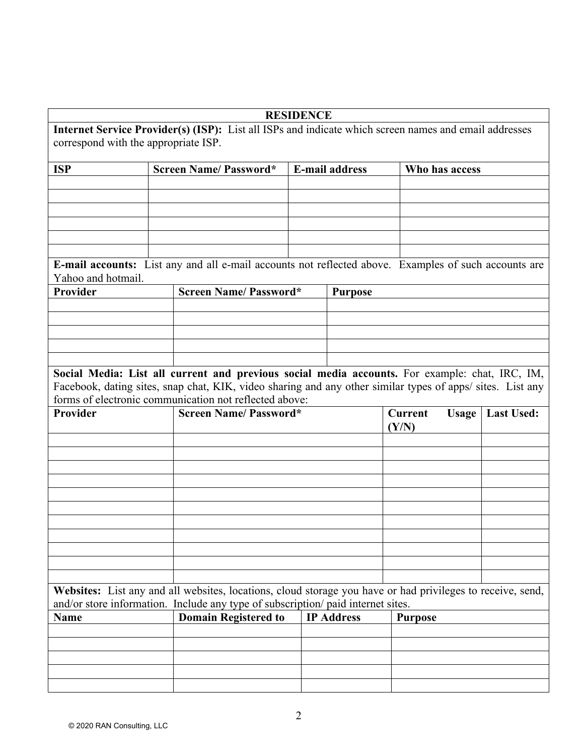# RESIDENCE

**Internet Service Provider(s) (ISP):** List all ISPs and indicate which screen names and email addresses correspond with the appropriate ISP.

| ISP | Screen Name/ Password* | E-mail address | Who has access |
|---|---|---|---|
| | | | |
| | | | |
| | | | |
| | | | |
| | | | |
| | | | |

**E-mail accounts:** List any and all e-mail accounts not reflected above. Examples of such accounts are Yahoo and hotmail.

| Provider | Screen Name/ Password* | Purpose |
|---|---|---|
| | | |
| | | |
| | | |
| | | |
| | | |

**Social Media: List all current and previous social media accounts.** For example: chat, IRC, IM, Facebook, dating sites, snap chat, KIK, video sharing and any other similar types of apps/ sites. List any forms of electronic communication not reflected above:

| Provider | Screen Name/ Password* | Current Usage (Y/N) | Last Used: |
|---|---|---|---|
| | | | |
| | | | |
| | | | |
| | | | |
| | | | |
| | | | |
| | | | |
| | | | |
| | | | |
| | | | |
| | | | |

**Websites:** List any and all websites, locations, cloud storage you have or had privileges to receive, send, and/or store information. Include any type of subscription/ paid internet sites.

| Name | Domain Registered to | IP Address | Purpose |
|---|---|---|---|
| | | | |
| | | | |
| | | | |
| | | | |
| | | | |

© 2020 RAN Consulting, LLC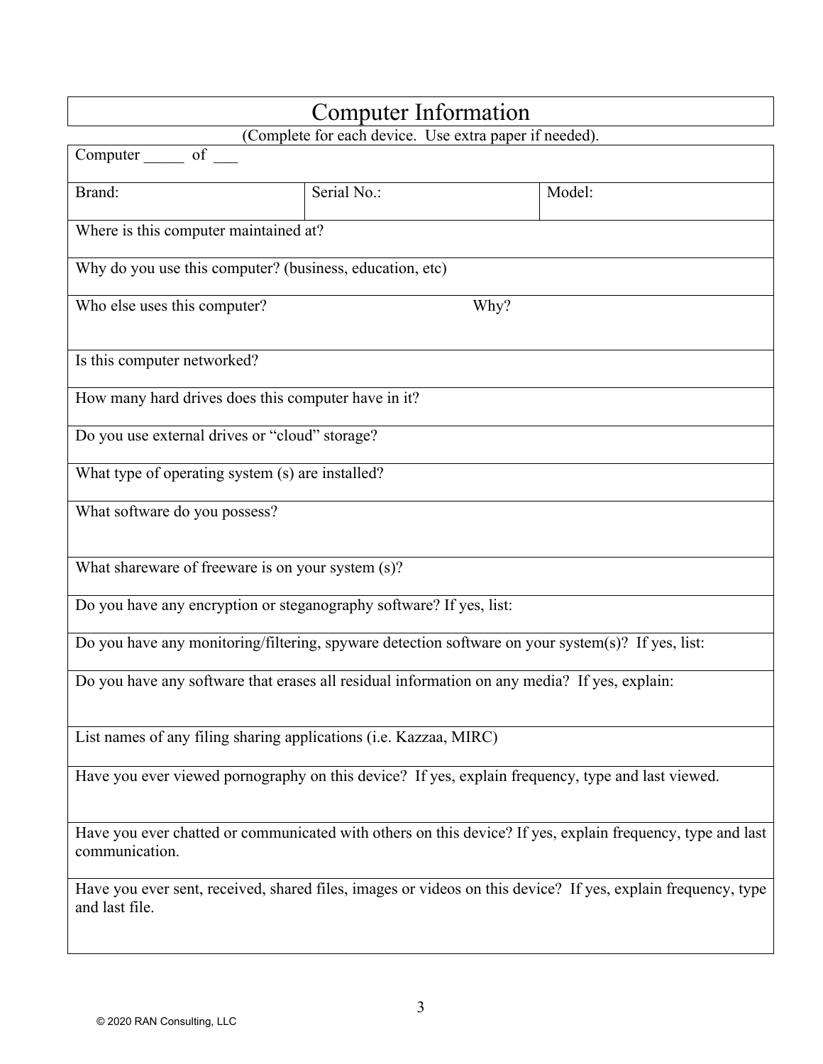# Computer Information

(Complete for each device. Use extra paper if needed).

| Computer _____ of ___ | | |
|---|---|---|
| Brand: | Serial No.: | Model: |
| Where is this computer maintained at? | | |
| Why do you use this computer? (business, education, etc) | | |
| Who else uses this computer? | Why? | |
| Is this computer networked? | | |
| How many hard drives does this computer have in it? | | |
| Do you use external drives or “cloud” storage? | | |
| What type of operating system (s) are installed? | | |
| What software do you possess? | | |
| What shareware of freeware is on your system (s)? | | |
| Do you have any encryption or steganography software? If yes, list: | | |
| Do you have any monitoring/filtering, spyware detection software on your system(s)? If yes, list: | | |
| Do you have any software that erases all residual information on any media? If yes, explain: | | |
| List names of any filing sharing applications (i.e. Kazzaa, MIRC) | | |
| Have you ever viewed pornography on this device? If yes, explain frequency, type and last viewed. | | |
| Have you ever chatted or communicated with others on this device? If yes, explain frequency, type and last communication. | | |
| Have you ever sent, received, shared files, images or videos on this device? If yes, explain frequency, type and last file. | | |

© 2020 RAN Consulting, LLC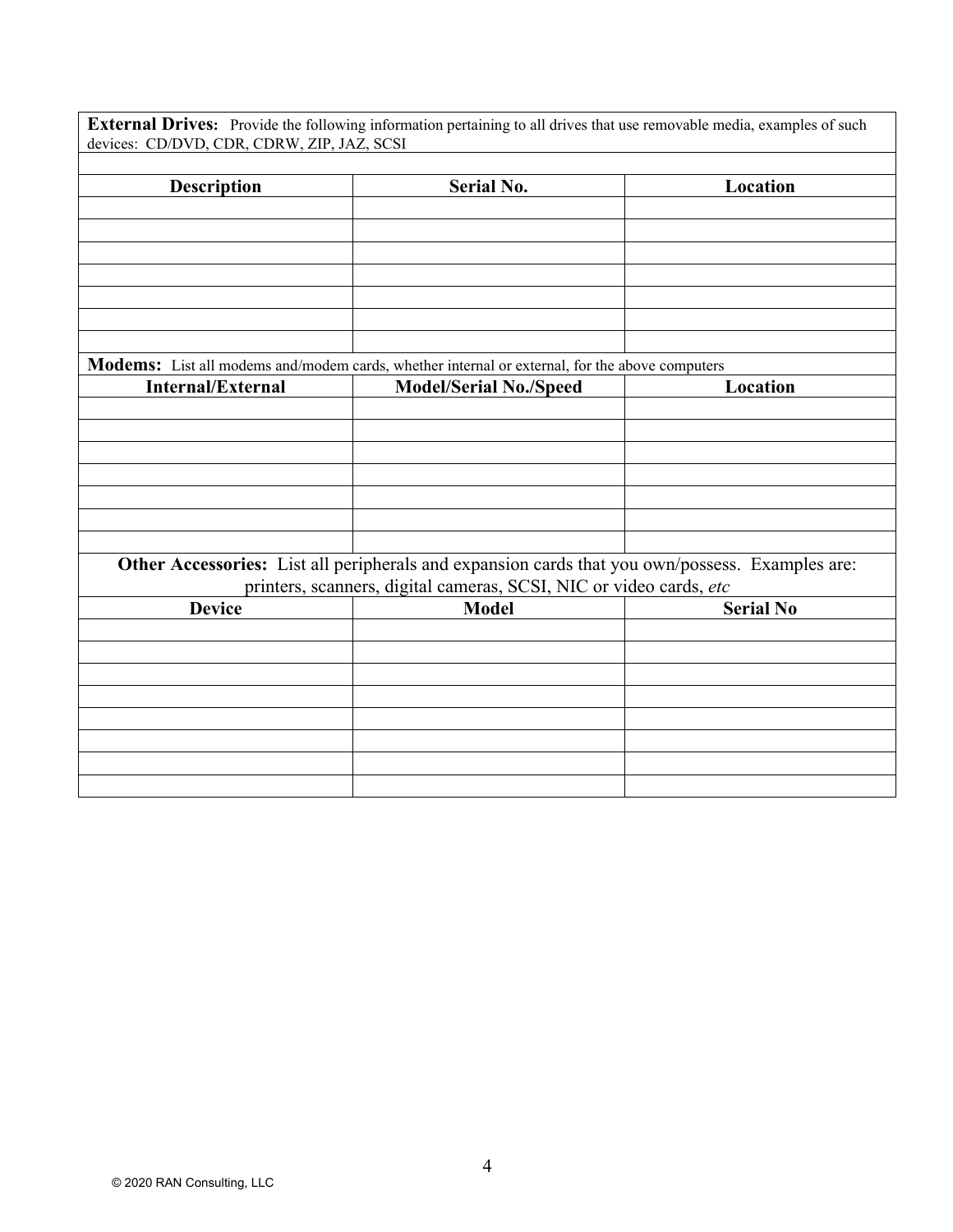**External Drives:** Provide the following information pertaining to all drives that use removable media, examples of such devices: CD/DVD, CDR, CDRW, ZIP, JAZ, SCSI

| Description | Serial No. | Location |
| --- | --- | --- |
| | | |
| | | |
| | | |
| | | |
| | | |
| | | |
| | | |

**Modems:** List all modems and/modem cards, whether internal or external, for the above computers

| Internal/External | Model/Serial No./Speed | Location |
| --- | --- | --- |
| | | |
| | | |
| | | |
| | | |
| | | |
| | | |
| | | |

**Other Accessories:** List all peripherals and expansion cards that you own/possess. Examples are: printers, scanners, digital cameras, SCSI, NIC or video cards, *etc*

| Device | Model | Serial No |
| --- | --- | --- |
| | | |
| | | |
| | | |
| | | |
| | | |
| | | |
| | | |
| | | |

© 2020 RAN Consulting, LLC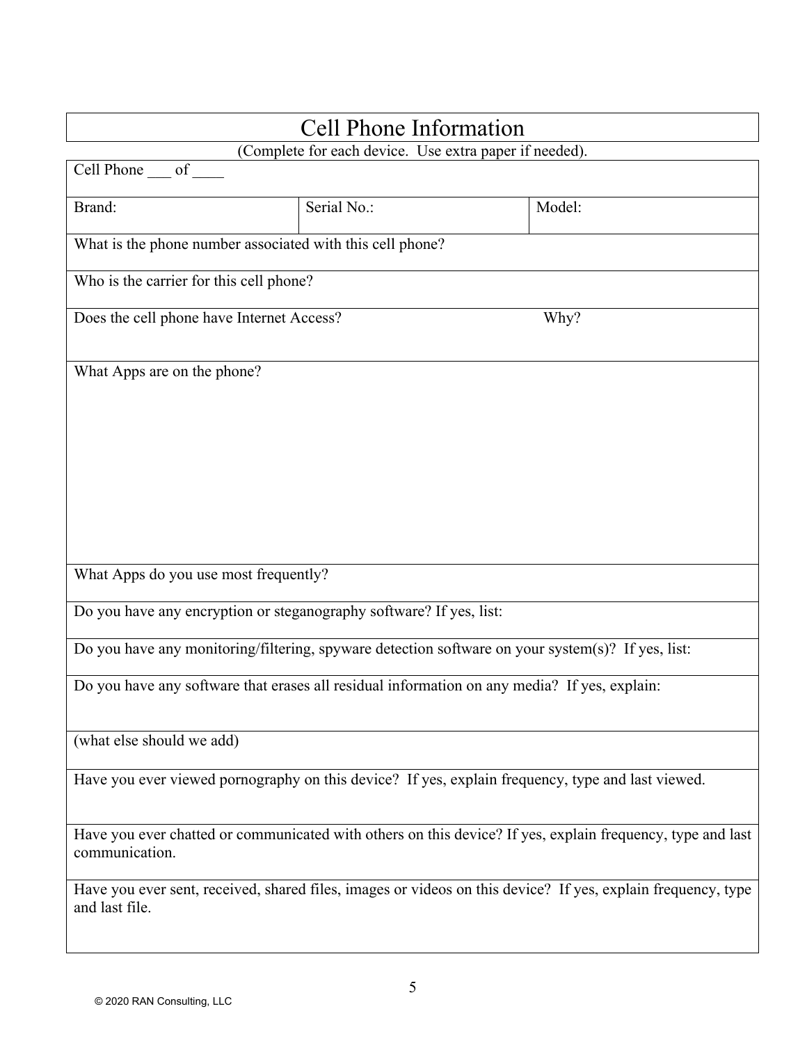# Cell Phone Information

(Complete for each device. Use extra paper if needed).

Cell Phone ___ of ____

| Brand: | Serial No.: | Model: |
|---|---|---|

What is the phone number associated with this cell phone?

Who is the carrier for this cell phone?

Does the cell phone have Internet Access? Why?

What Apps are on the phone?

What Apps do you use most frequently?

Do you have any encryption or steganography software? If yes, list:

Do you have any monitoring/filtering, spyware detection software on your system(s)? If yes, list:

Do you have any software that erases all residual information on any media? If yes, explain:

(what else should we add)

Have you ever viewed pornography on this device? If yes, explain frequency, type and last viewed.

Have you ever chatted or communicated with others on this device? If yes, explain frequency, type and last communication.

Have you ever sent, received, shared files, images or videos on this device? If yes, explain frequency, type and last file.

© 2020 RAN Consulting, LLC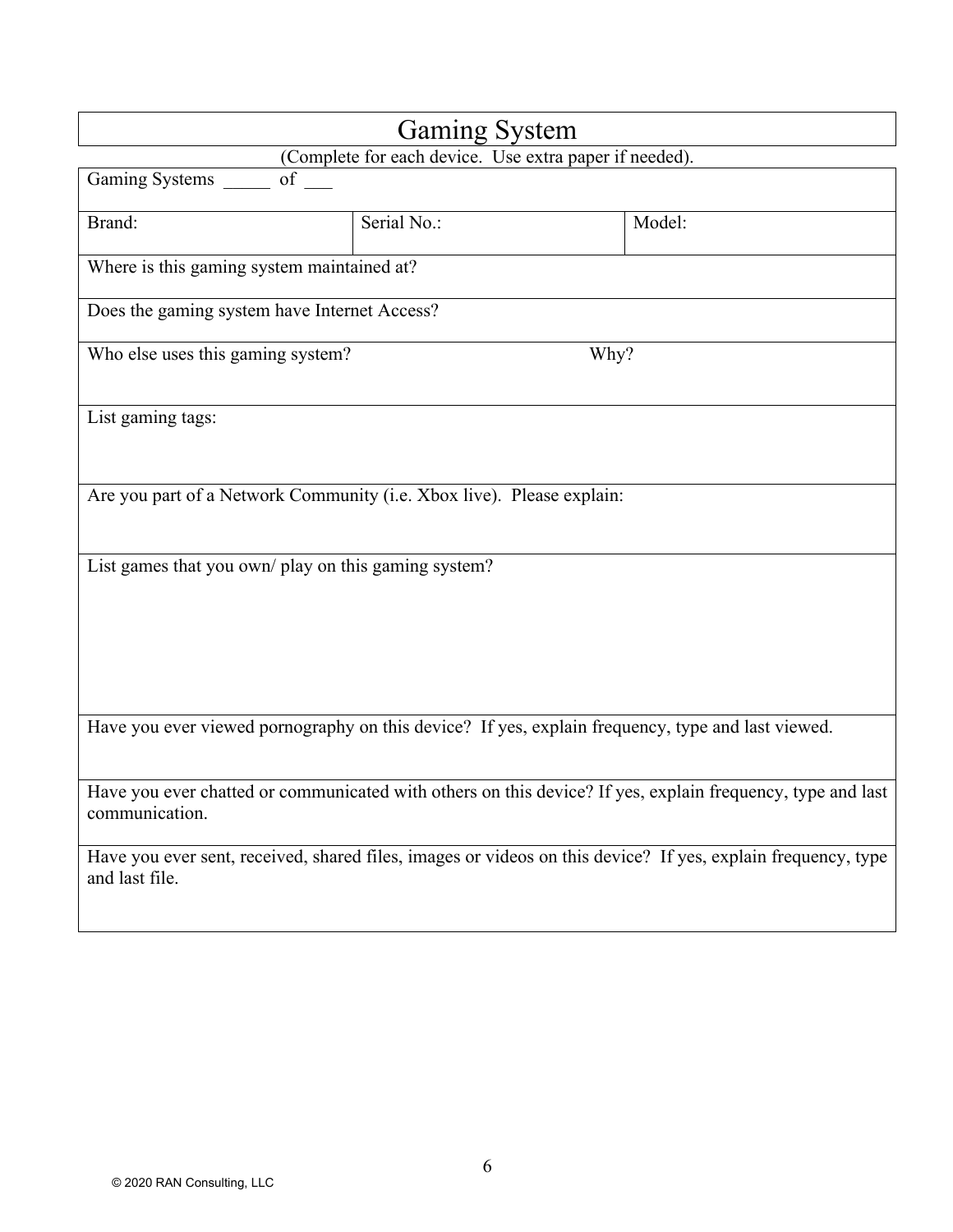# Gaming System

(Complete for each device. Use extra paper if needed).

Gaming Systems _____ of ___

| Brand: | Serial No.: | Model: |
|---|---|---|

Where is this gaming system maintained at?

Does the gaming system have Internet Access?

Who else uses this gaming system? Why?

List gaming tags:

Are you part of a Network Community (i.e. Xbox live). Please explain:

List games that you own/ play on this gaming system?

Have you ever viewed pornography on this device? If yes, explain frequency, type and last viewed.

Have you ever chatted or communicated with others on this device? If yes, explain frequency, type and last communication.

Have you ever sent, received, shared files, images or videos on this device? If yes, explain frequency, type and last file.

© 2020 RAN Consulting, LLC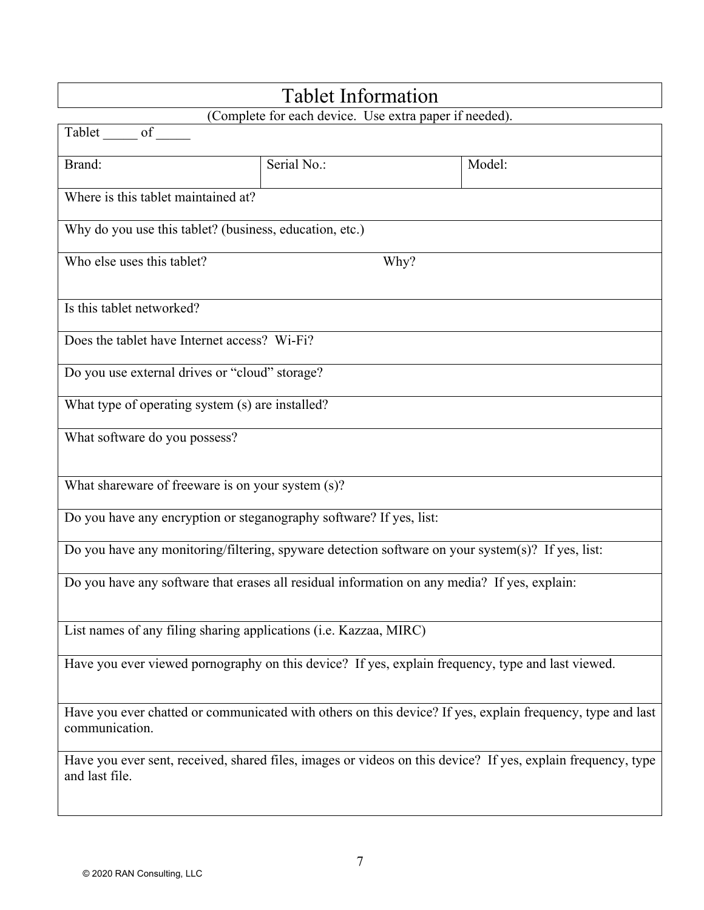# Tablet Information

(Complete for each device. Use extra paper if needed).

| Tablet _____ of _____ | | |
|---|---|---|
| Brand: | Serial No.: | Model: |
| Where is this tablet maintained at? | | |
| Why do you use this tablet? (business, education, etc.) | | |
| Who else uses this tablet? | Why? | |
| Is this tablet networked? | | |
| Does the tablet have Internet access? Wi-Fi? | | |
| Do you use external drives or "cloud" storage? | | |
| What type of operating system (s) are installed? | | |
| What software do you possess? | | |
| What shareware of freeware is on your system (s)? | | |
| Do you have any encryption or steganography software? If yes, list: | | |
| Do you have any monitoring/filtering, spyware detection software on your system(s)? If yes, list: | | |
| Do you have any software that erases all residual information on any media? If yes, explain: | | |
| List names of any filing sharing applications (i.e. Kazzaa, MIRC) | | |
| Have you ever viewed pornography on this device? If yes, explain frequency, type and last viewed. | | |
| Have you ever chatted or communicated with others on this device? If yes, explain frequency, type and last communication. | | |
| Have you ever sent, received, shared files, images or videos on this device? If yes, explain frequency, type and last file. | | |

© 2020 RAN Consulting, LLC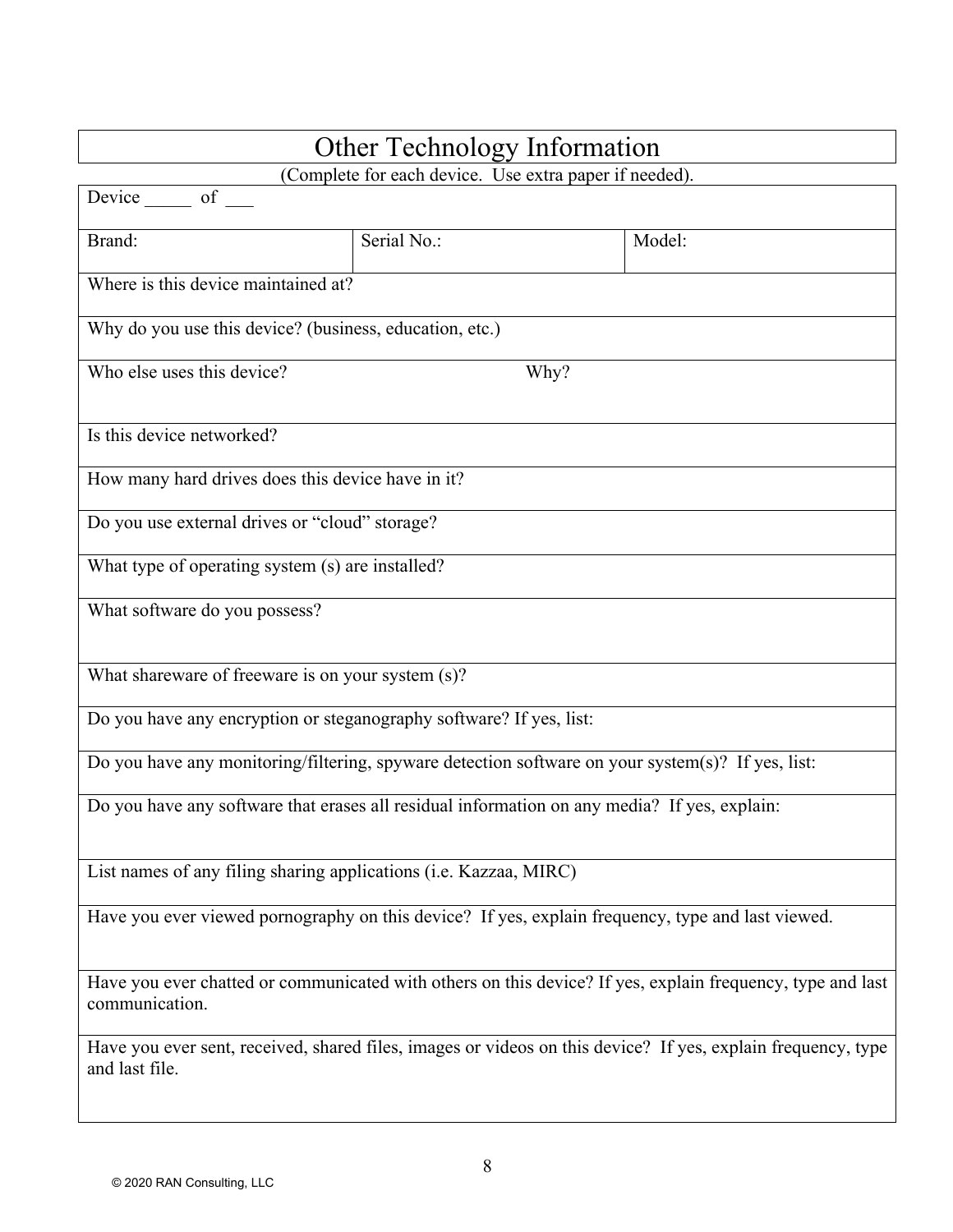# Other Technology Information

(Complete for each device. Use extra paper if needed).

| Device _____ of ___ | | |
|---|---|---|
| Brand: | Serial No.: | Model: |
| Where is this device maintained at? | | |
| Why do you use this device? (business, education, etc.) | | |
| Who else uses this device? | Why? | |
| Is this device networked? | | |
| How many hard drives does this device have in it? | | |
| Do you use external drives or "cloud" storage? | | |
| What type of operating system (s) are installed? | | |
| What software do you possess? | | |
| What shareware of freeware is on your system (s)? | | |
| Do you have any encryption or steganography software? If yes, list: | | |
| Do you have any monitoring/filtering, spyware detection software on your system(s)? If yes, list: | | |
| Do you have any software that erases all residual information on any media? If yes, explain: | | |
| List names of any filing sharing applications (i.e. Kazzaa, MIRC) | | |
| Have you ever viewed pornography on this device? If yes, explain frequency, type and last viewed. | | |
| Have you ever chatted or communicated with others on this device? If yes, explain frequency, type and last communication. | | |
| Have you ever sent, received, shared files, images or videos on this device? If yes, explain frequency, type and last file. | | |

© 2020 RAN Consulting, LLC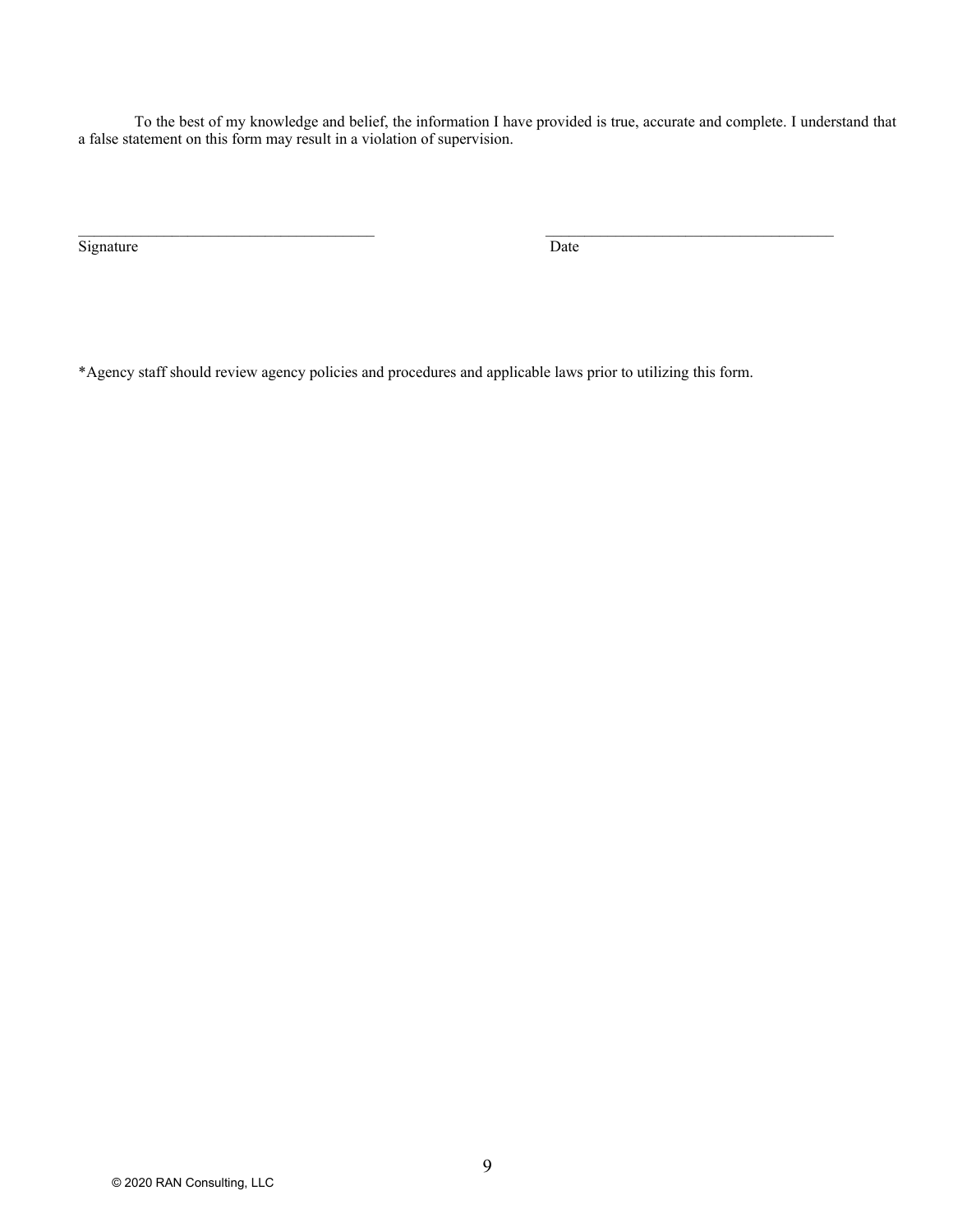To the best of my knowledge and belief, the information I have provided is true, accurate and complete. I understand that a false statement on this form may result in a violation of supervision.

______________________________________ ______________________________________

Signature Date

*Agency staff should review agency policies and procedures and applicable laws prior to utilizing this form.

© 2020 RAN Consulting, LLC